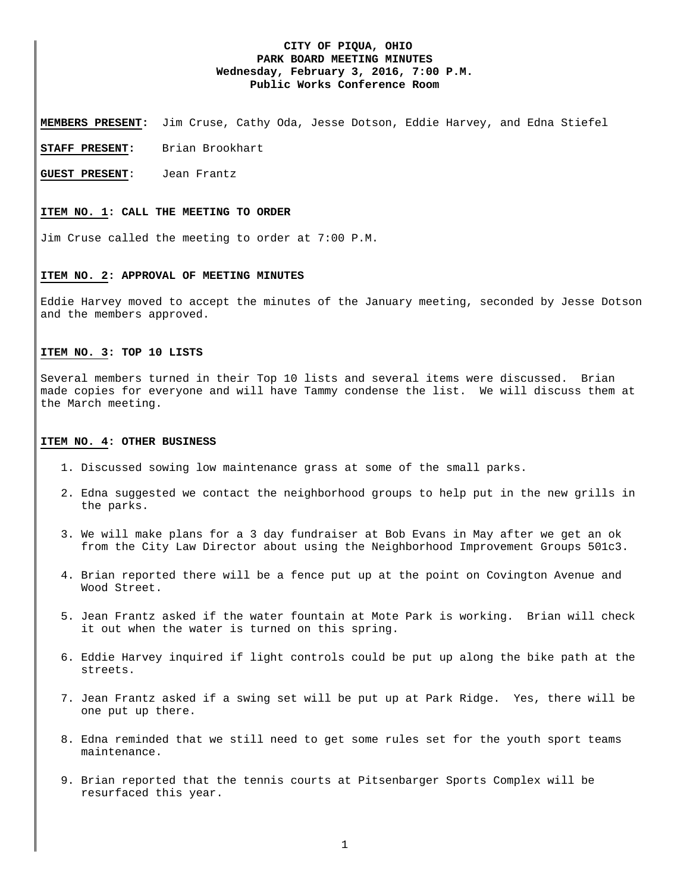# CITY OF PIQUA, OHIO
## PARK BOARD MEETING MINUTES
### Wednesday, February 3, 2016, 7:00 P.M.
### Public Works Conference Room

**MEMBERS PRESENT:** Jim Cruse, Cathy Oda, Jesse Dotson, Eddie Harvey, and Edna Stiefel

**STAFF PRESENT:** Brian Brookhart

**GUEST PRESENT:** Jean Frantz

**ITEM NO. 1: CALL THE MEETING TO ORDER**

Jim Cruse called the meeting to order at 7:00 P.M.

**ITEM NO. 2: APPROVAL OF MEETING MINUTES**

Eddie Harvey moved to accept the minutes of the January meeting, seconded by Jesse Dotson and the members approved.

**ITEM NO. 3: TOP 10 LISTS**

Several members turned in their Top 10 lists and several items were discussed. Brian made copies for everyone and will have Tammy condense the list. We will discuss them at the March meeting.

**ITEM NO. 4: OTHER BUSINESS**

1. Discussed sowing low maintenance grass at some of the small parks.
2. Edna suggested we contact the neighborhood groups to help put in the new grills in the parks.
3. We will make plans for a 3 day fundraiser at Bob Evans in May after we get an ok from the City Law Director about using the Neighborhood Improvement Groups 501c3.
4. Brian reported there will be a fence put up at the point on Covington Avenue and Wood Street.
5. Jean Frantz asked if the water fountain at Mote Park is working. Brian will check it out when the water is turned on this spring.
6. Eddie Harvey inquired if light controls could be put up along the bike path at the streets.
7. Jean Frantz asked if a swing set will be put up at Park Ridge. Yes, there will be one put up there.
8. Edna reminded that we still need to get some rules set for the youth sport teams maintenance.
9. Brian reported that the tennis courts at Pitsenbarger Sports Complex will be resurfaced this year.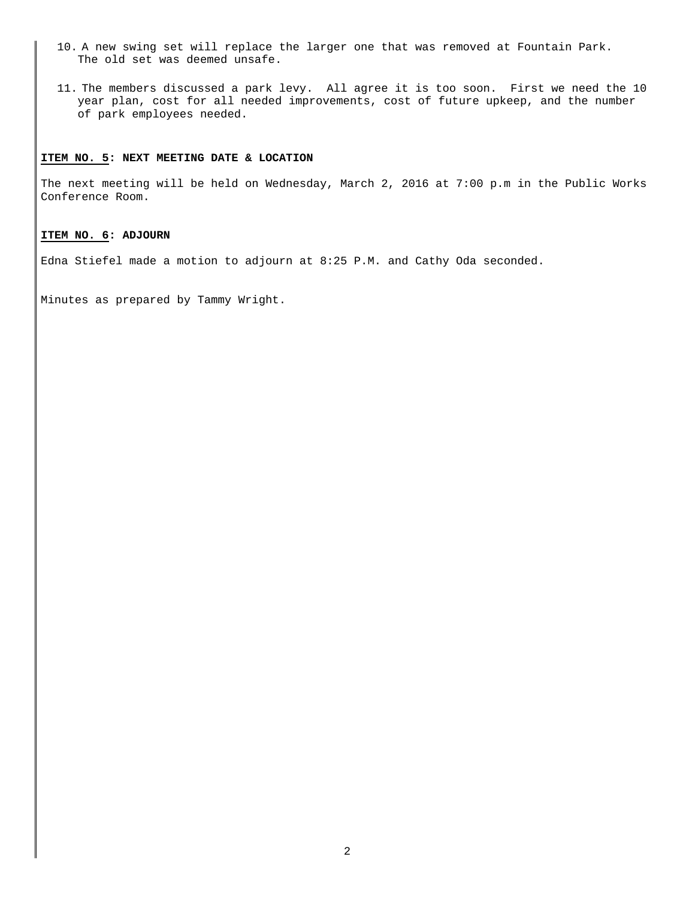10. A new swing set will replace the larger one that was removed at Fountain Park. The old set was deemed unsafe.

11. The members discussed a park levy. All agree it is too soon. First we need the 10 year plan, cost for all needed improvements, cost of future upkeep, and the number of park employees needed.

**ITEM NO. 5: NEXT MEETING DATE & LOCATION**

The next meeting will be held on Wednesday, March 2, 2016 at 7:00 p.m in the Public Works Conference Room.

**ITEM NO. 6: ADJOURN**

Edna Stiefel made a motion to adjourn at 8:25 P.M. and Cathy Oda seconded.

Minutes as prepared by Tammy Wright.